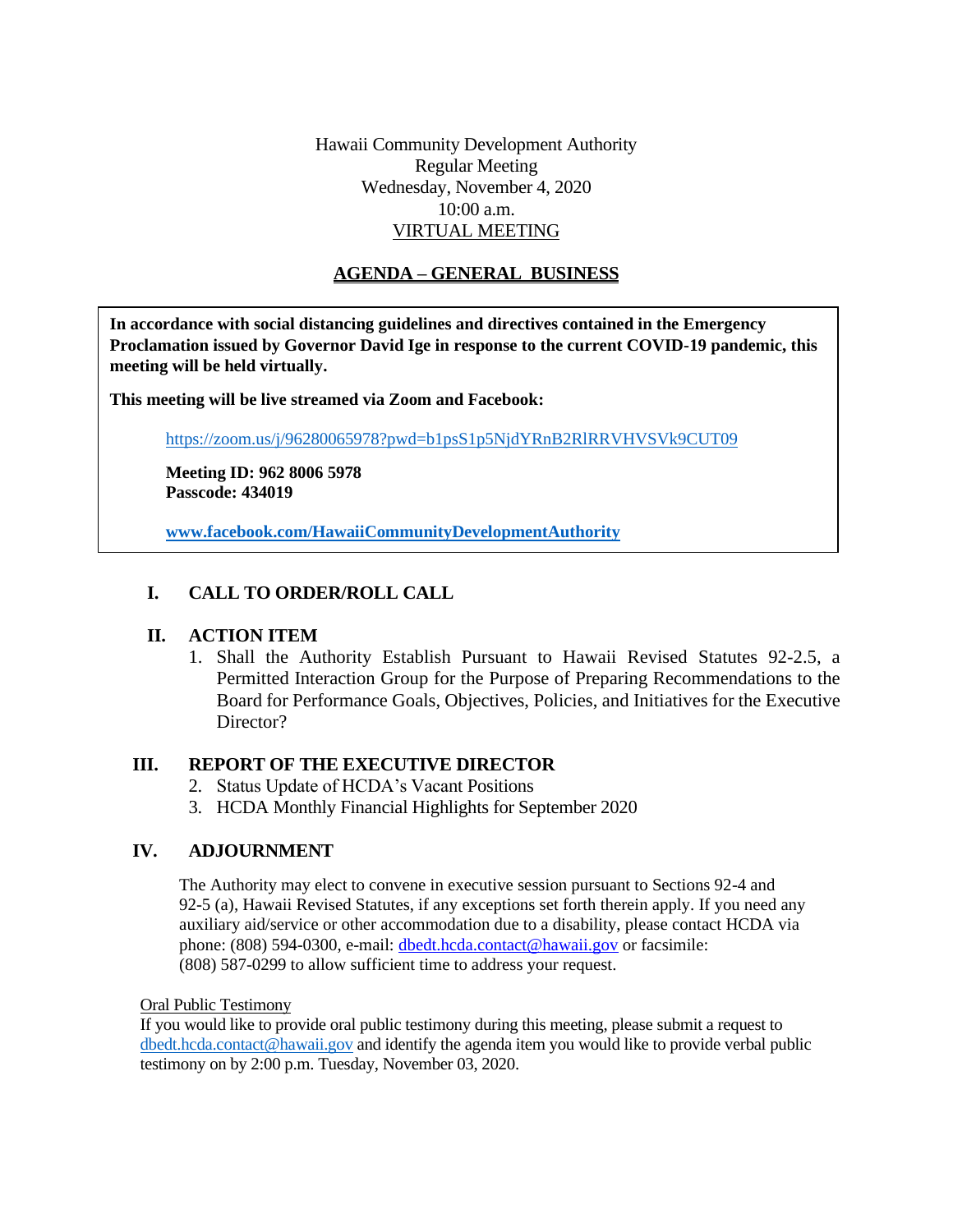Hawaii Community Development Authority
Regular Meeting
Wednesday, November 4, 2020
10:00 a.m.
VIRTUAL MEETING

## AGENDA – GENERAL BUSINESS

**In accordance with social distancing guidelines and directives contained in the Emergency Proclamation issued by Governor David Ige in response to the current COVID-19 pandemic, this meeting will be held virtually.**

**This meeting will be live streamed via Zoom and Facebook:**

https://zoom.us/j/96280065978?pwd=b1psS1p5NjdYRnB2RlRRVHVSVk9CUT09

**Meeting ID: 962 8006 5978**
**Passcode: 434019**

**www.facebook.com/HawaiiCommunityDevelopmentAuthority**

## I. CALL TO ORDER/ROLL CALL

## II. ACTION ITEM

1. Shall the Authority Establish Pursuant to Hawaii Revised Statutes 92-2.5, a Permitted Interaction Group for the Purpose of Preparing Recommendations to the Board for Performance Goals, Objectives, Policies, and Initiatives for the Executive Director?

## III. REPORT OF THE EXECUTIVE DIRECTOR

2. Status Update of HCDA's Vacant Positions
3. HCDA Monthly Financial Highlights for September 2020

## IV. ADJOURNMENT

The Authority may elect to convene in executive session pursuant to Sections 92-4 and 92-5 (a), Hawaii Revised Statutes, if any exceptions set forth therein apply. If you need any auxiliary aid/service or other accommodation due to a disability, please contact HCDA via phone: (808) 594-0300, e-mail: dbedt.hcda.contact@hawaii.gov or facsimile: (808) 587-0299 to allow sufficient time to address your request.

Oral Public Testimony

If you would like to provide oral public testimony during this meeting, please submit a request to dbedt.hcda.contact@hawaii.gov and identify the agenda item you would like to provide verbal public testimony on by 2:00 p.m. Tuesday, November 03, 2020.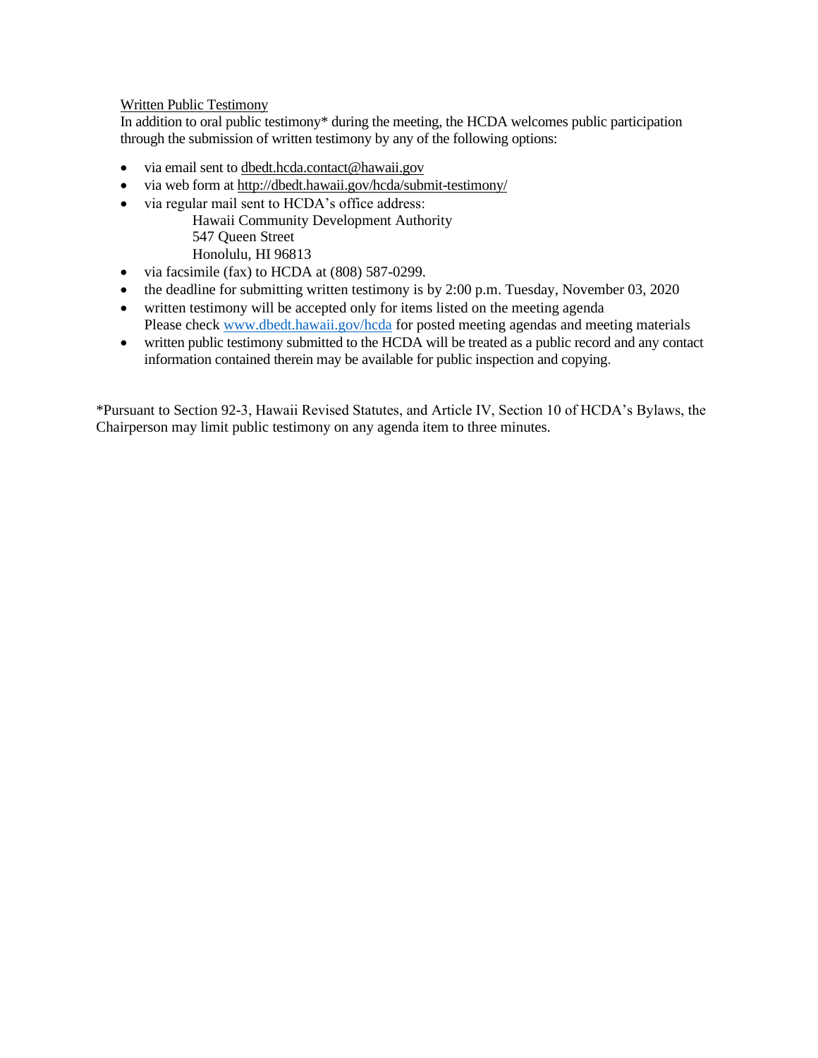Written Public Testimony

In addition to oral public testimony* during the meeting, the HCDA welcomes public participation through the submission of written testimony by any of the following options:

- via email sent to dbedt.hcda.contact@hawaii.gov
- via web form at http://dbedt.hawaii.gov/hcda/submit-testimony/
- via regular mail sent to HCDA's office address:
  Hawaii Community Development Authority
  547 Queen Street
  Honolulu, HI 96813
- via facsimile (fax) to HCDA at (808) 587-0299.
- the deadline for submitting written testimony is by 2:00 p.m. Tuesday, November 03, 2020
- written testimony will be accepted only for items listed on the meeting agenda
  Please check www.dbedt.hawaii.gov/hcda for posted meeting agendas and meeting materials
- written public testimony submitted to the HCDA will be treated as a public record and any contact information contained therein may be available for public inspection and copying.

*Pursuant to Section 92-3, Hawaii Revised Statutes, and Article IV, Section 10 of HCDA's Bylaws, the Chairperson may limit public testimony on any agenda item to three minutes.